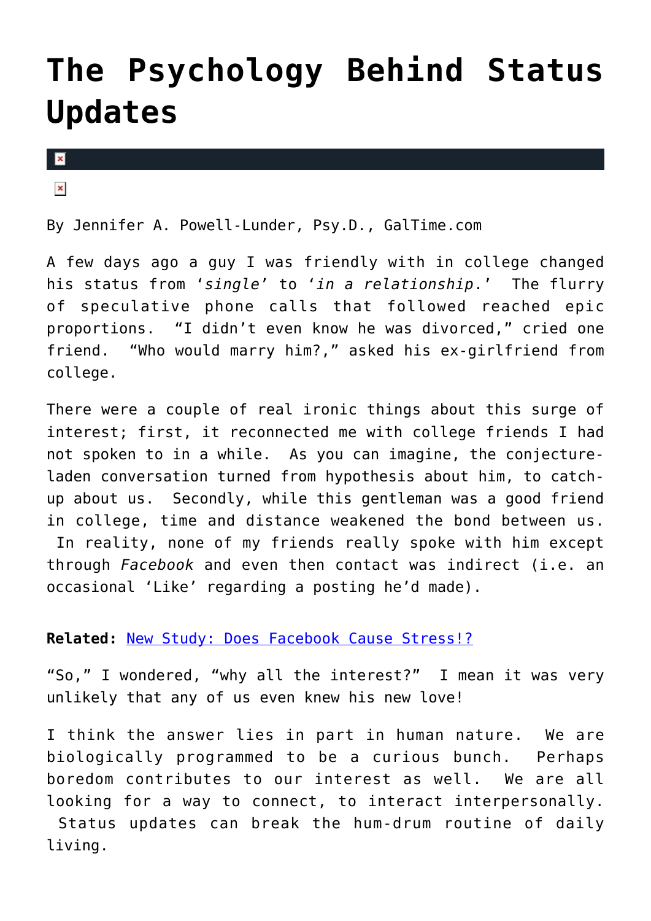# The Psychology Behind Status Updates

By Jennifer A. Powell-Lunder, Psy.D., GalTime.com

A few days ago a guy I was friendly with in college changed his status from '*single*' to '*in a relationship*.' The flurry of speculative phone calls that followed reached epic proportions. "I didn't even know he was divorced," cried one friend. "Who would marry him?," asked his ex-girlfriend from college.

There were a couple of real ironic things about this surge of interest; first, it reconnected me with college friends I had not spoken to in a while. As you can imagine, the conjecture-laden conversation turned from hypothesis about him, to catch-up about us. Secondly, while this gentleman was a good friend in college, time and distance weakened the bond between us. In reality, none of my friends really spoke with him except through *Facebook* and even then contact was indirect (i.e. an occasional 'Like' regarding a posting he'd made).

**Related:** [New Study: Does Facebook Cause Stress!?]

"So," I wondered, "why all the interest?" I mean it was very unlikely that any of us even knew his new love!

I think the answer lies in part in human nature. We are biologically programmed to be a curious bunch. Perhaps boredom contributes to our interest as well. We are all looking for a way to connect, to interact interpersonally. Status updates can break the hum-drum routine of daily living.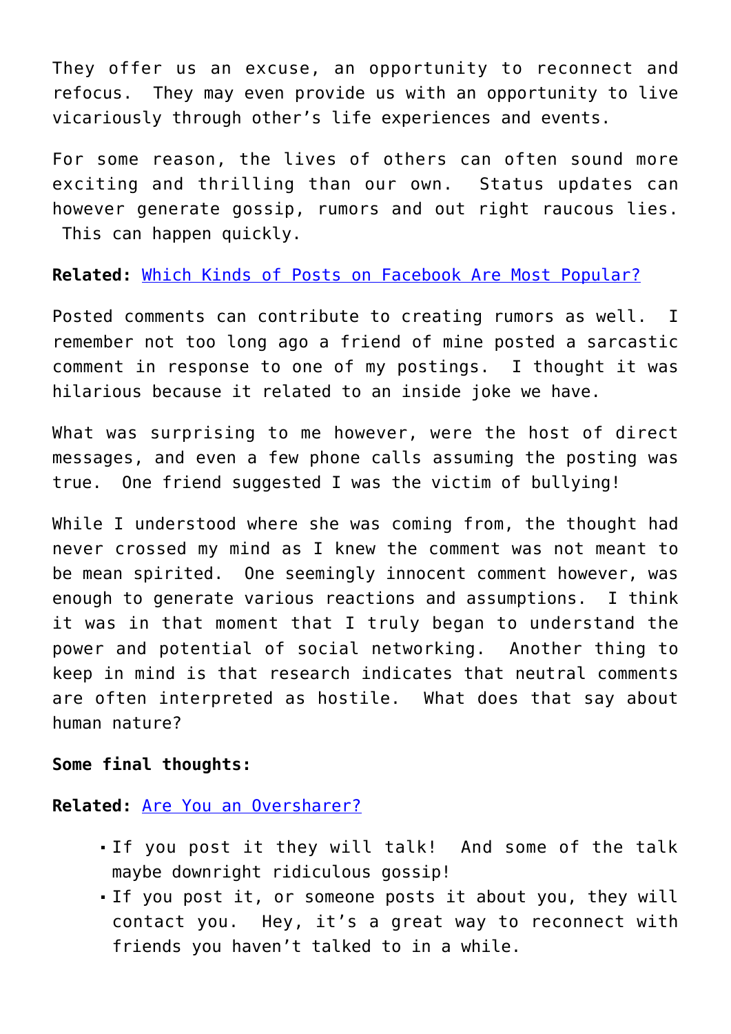They offer us an excuse, an opportunity to reconnect and refocus. They may even provide us with an opportunity to live vicariously through other's life experiences and events.

For some reason, the lives of others can often sound more exciting and thrilling than our own. Status updates can however generate gossip, rumors and out right raucous lies. This can happen quickly.

**Related:** [Which Kinds of Posts on Facebook Are Most Popular?]()

Posted comments can contribute to creating rumors as well. I remember not too long ago a friend of mine posted a sarcastic comment in response to one of my postings. I thought it was hilarious because it related to an inside joke we have.

What was surprising to me however, were the host of direct messages, and even a few phone calls assuming the posting was true. One friend suggested I was the victim of bullying!

While I understood where she was coming from, the thought had never crossed my mind as I knew the comment was not meant to be mean spirited. One seemingly innocent comment however, was enough to generate various reactions and assumptions. I think it was in that moment that I truly began to understand the power and potential of social networking. Another thing to keep in mind is that research indicates that neutral comments are often interpreted as hostile. What does that say about human nature?

**Some final thoughts:**

**Related:** [Are You an Oversharer?]()

- If you post it they will talk! And some of the talk maybe downright ridiculous gossip!
- If you post it, or someone posts it about you, they will contact you. Hey, it's a great way to reconnect with friends you haven't talked to in a while.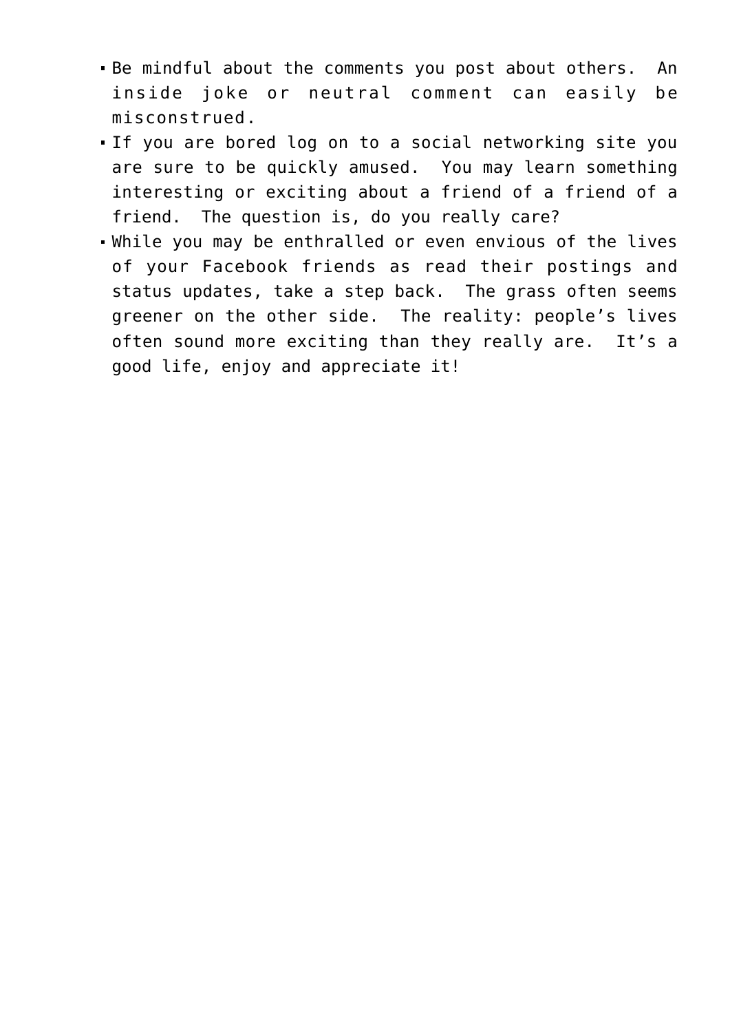- Be mindful about the comments you post about others.  An inside joke or neutral comment can easily be misconstrued.
- If you are bored log on to a social networking site you are sure to be quickly amused.  You may learn something interesting or exciting about a friend of a friend of a friend.  The question is, do you really care?
- While you may be enthralled or even envious of the lives of your Facebook friends as read their postings and status updates, take a step back.  The grass often seems greener on the other side.  The reality: people's lives often sound more exciting than they really are.  It's a good life, enjoy and appreciate it!